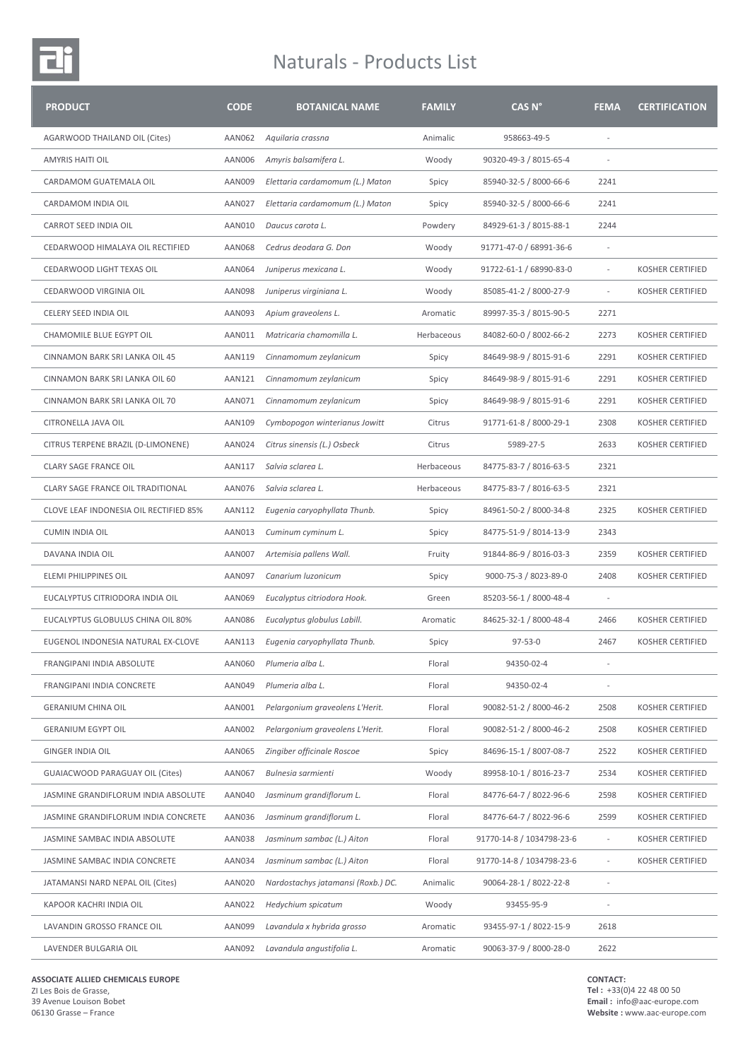# Naturals - Products List

| PRODUCT | CODE | BOTANICAL NAME | FAMILY | CAS N° | FEMA | CERTIFICATION |
|---|---|---|---|---|---|---|
| AGARWOOD THAILAND OIL (Cites) | AAN062 | *Aquilaria crassna* | Animalic | 958663-49-5 | - | |
| AMYRIS HAITI OIL | AAN006 | *Amyris balsamifera L.* | Woody | 90320-49-3 / 8015-65-4 | - | |
| CARDAMOM GUATEMALA OIL | AAN009 | *Elettaria cardamomum (L.) Maton* | Spicy | 85940-32-5 / 8000-66-6 | 2241 | |
| CARDAMOM INDIA OIL | AAN027 | *Elettaria cardamomum (L.) Maton* | Spicy | 85940-32-5 / 8000-66-6 | 2241 | |
| CARROT SEED INDIA OIL | AAN010 | *Daucus carota L.* | Powdery | 84929-61-3 / 8015-88-1 | 2244 | |
| CEDARWOOD HIMALAYA OIL RECTIFIED | AAN068 | *Cedrus deodara G. Don* | Woody | 91771-47-0 / 68991-36-6 | - | |
| CEDARWOOD LIGHT TEXAS OIL | AAN064 | *Juniperus mexicana L.* | Woody | 91722-61-1 / 68990-83-0 | - | KOSHER CERTIFIED |
| CEDARWOOD VIRGINIA OIL | AAN098 | *Juniperus virginiana L.* | Woody | 85085-41-2 / 8000-27-9 | - | KOSHER CERTIFIED |
| CELERY SEED INDIA OIL | AAN093 | *Apium graveolens L.* | Aromatic | 89997-35-3 / 8015-90-5 | 2271 | |
| CHAMOMILE BLUE EGYPT OIL | AAN011 | *Matricaria chamomilla L.* | Herbaceous | 84082-60-0 / 8002-66-2 | 2273 | KOSHER CERTIFIED |
| CINNAMON BARK SRI LANKA OIL 45 | AAN119 | *Cinnamomum zeylanicum* | Spicy | 84649-98-9 / 8015-91-6 | 2291 | KOSHER CERTIFIED |
| CINNAMON BARK SRI LANKA OIL 60 | AAN121 | *Cinnamomum zeylanicum* | Spicy | 84649-98-9 / 8015-91-6 | 2291 | KOSHER CERTIFIED |
| CINNAMON BARK SRI LANKA OIL 70 | AAN071 | *Cinnamomum zeylanicum* | Spicy | 84649-98-9 / 8015-91-6 | 2291 | KOSHER CERTIFIED |
| CITRONELLA JAVA OIL | AAN109 | *Cymbopogon winterianus Jowitt* | Citrus | 91771-61-8 / 8000-29-1 | 2308 | KOSHER CERTIFIED |
| CITRUS TERPENE BRAZIL (D-LIMONENE) | AAN024 | *Citrus sinensis (L.) Osbeck* | Citrus | 5989-27-5 | 2633 | KOSHER CERTIFIED |
| CLARY SAGE FRANCE OIL | AAN117 | *Salvia sclarea L.* | Herbaceous | 84775-83-7 / 8016-63-5 | 2321 | |
| CLARY SAGE FRANCE OIL TRADITIONAL | AAN076 | *Salvia sclarea L.* | Herbaceous | 84775-83-7 / 8016-63-5 | 2321 | |
| CLOVE LEAF INDONESIA OIL RECTIFIED 85% | AAN112 | *Eugenia caryophyllata Thunb.* | Spicy | 84961-50-2 / 8000-34-8 | 2325 | KOSHER CERTIFIED |
| CUMIN INDIA OIL | AAN013 | *Cuminum cyminum L.* | Spicy | 84775-51-9 / 8014-13-9 | 2343 | |
| DAVANA INDIA OIL | AAN007 | *Artemisia pallens Wall.* | Fruity | 91844-86-9 / 8016-03-3 | 2359 | KOSHER CERTIFIED |
| ELEMI PHILIPPINES OIL | AAN097 | *Canarium luzonicum* | Spicy | 9000-75-3 / 8023-89-0 | 2408 | KOSHER CERTIFIED |
| EUCALYPTUS CITRIODORA INDIA OIL | AAN069 | *Eucalyptus citriodora Hook.* | Green | 85203-56-1 / 8000-48-4 | - | |
| EUCALYPTUS GLOBULUS CHINA OIL 80% | AAN086 | *Eucalyptus globulus Labill.* | Aromatic | 84625-32-1 / 8000-48-4 | 2466 | KOSHER CERTIFIED |
| EUGENOL INDONESIA NATURAL EX-CLOVE | AAN113 | *Eugenia caryophyllata Thunb.* | Spicy | 97-53-0 | 2467 | KOSHER CERTIFIED |
| FRANGIPANI INDIA ABSOLUTE | AAN060 | *Plumeria alba L.* | Floral | 94350-02-4 | - | |
| FRANGIPANI INDIA CONCRETE | AAN049 | *Plumeria alba L.* | Floral | 94350-02-4 | - | |
| GERANIUM CHINA OIL | AAN001 | *Pelargonium graveolens L'Herit.* | Floral | 90082-51-2 / 8000-46-2 | 2508 | KOSHER CERTIFIED |
| GERANIUM EGYPT OIL | AAN002 | *Pelargonium graveolens L'Herit.* | Floral | 90082-51-2 / 8000-46-2 | 2508 | KOSHER CERTIFIED |
| GINGER INDIA OIL | AAN065 | *Zingiber officinale Roscoe* | Spicy | 84696-15-1 / 8007-08-7 | 2522 | KOSHER CERTIFIED |
| GUAIACWOOD PARAGUAY OIL (Cites) | AAN067 | *Bulnesia sarmienti* | Woody | 89958-10-1 / 8016-23-7 | 2534 | KOSHER CERTIFIED |
| JASMINE GRANDIFLORUM INDIA ABSOLUTE | AAN040 | *Jasminum grandiflorum L.* | Floral | 84776-64-7 / 8022-96-6 | 2598 | KOSHER CERTIFIED |
| JASMINE GRANDIFLORUM INDIA CONCRETE | AAN036 | *Jasminum grandiflorum L.* | Floral | 84776-64-7 / 8022-96-6 | 2599 | KOSHER CERTIFIED |
| JASMINE SAMBAC INDIA ABSOLUTE | AAN038 | *Jasminum sambac (L.) Aiton* | Floral | 91770-14-8 / 1034798-23-6 | - | KOSHER CERTIFIED |
| JASMINE SAMBAC INDIA CONCRETE | AAN034 | *Jasminum sambac (L.) Aiton* | Floral | 91770-14-8 / 1034798-23-6 | - | KOSHER CERTIFIED |
| JATAMANSI NARD NEPAL OIL (Cites) | AAN020 | *Nardostachys jatamansi (Roxb.) DC.* | Animalic | 90064-28-1 / 8022-22-8 | - | |
| KAPOOR KACHRI INDIA OIL | AAN022 | *Hedychium spicatum* | Woody | 93455-95-9 | - | |
| LAVANDIN GROSSO FRANCE OIL | AAN099 | *Lavandula x hybrida grosso* | Aromatic | 93455-97-1 / 8022-15-9 | 2618 | |
| LAVENDER BULGARIA OIL | AAN092 | *Lavandula angustifolia L.* | Aromatic | 90063-37-9 / 8000-28-0 | 2622 | |

**ASSOCIATE ALLIED CHEMICALS EUROPE**
ZI Les Bois de Grasse,
39 Avenue Louison Bobet
06130 Grasse – France

**CONTACT:**
**Tel :** +33(0)4 22 48 00 50
**Email :** info@aac-europe.com
**Website :** www.aac-europe.com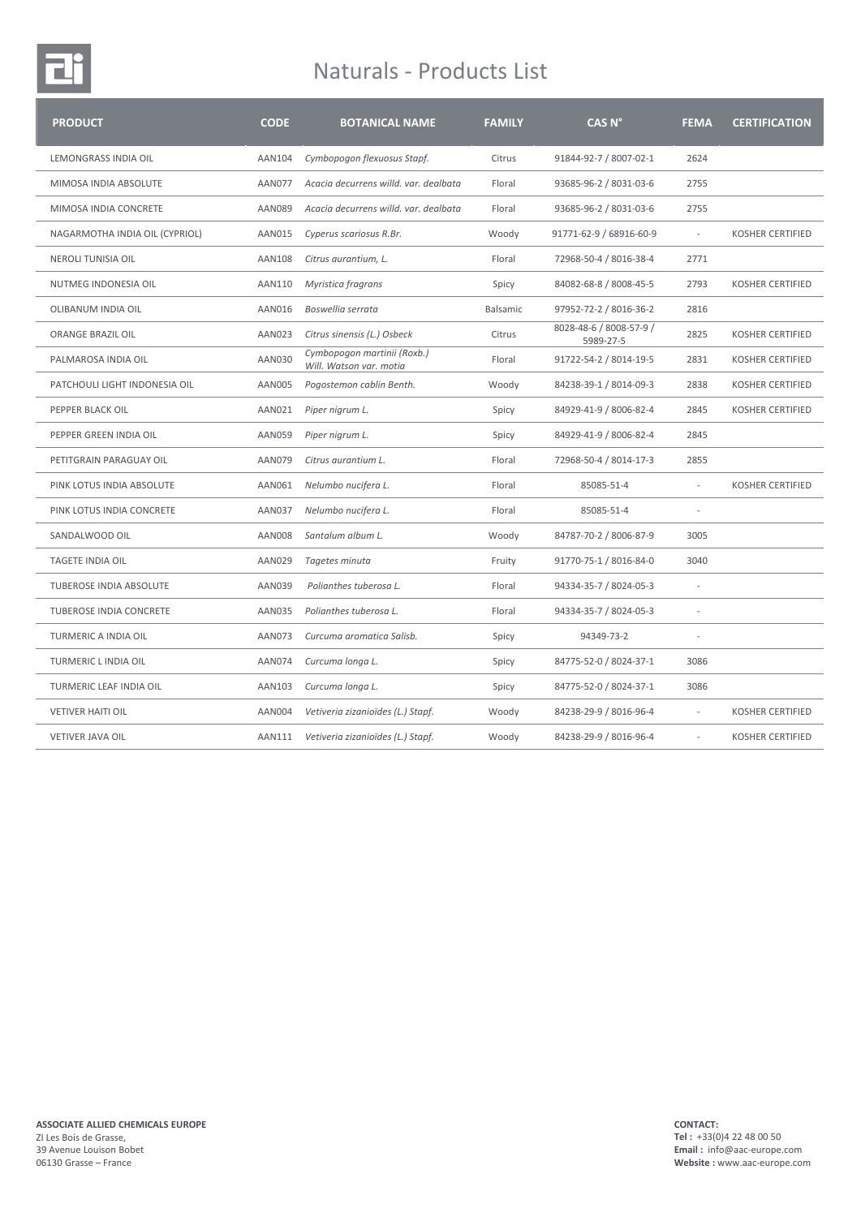# Naturals - Products List

| PRODUCT | CODE | BOTANICAL NAME | FAMILY | CAS N° | FEMA | CERTIFICATION |
|---|---|---|---|---|---|---|
| LEMONGRASS INDIA OIL | AAN104 | *Cymbopogon flexuosus Stapf.* | Citrus | 91844-92-7 / 8007-02-1 | 2624 | |
| MIMOSA INDIA ABSOLUTE | AAN077 | *Acacia decurrens willd. var. dealbata* | Floral | 93685-96-2 / 8031-03-6 | 2755 | |
| MIMOSA INDIA CONCRETE | AAN089 | *Acacia decurrens willd. var. dealbata* | Floral | 93685-96-2 / 8031-03-6 | 2755 | |
| NAGARMOTHA INDIA OIL (CYPRIOL) | AAN015 | *Cyperus scariosus R.Br.* | Woody | 91771-62-9 / 68916-60-9 | - | KOSHER CERTIFIED |
| NEROLI TUNISIA OIL | AAN108 | *Citrus aurantium, L.* | Floral | 72968-50-4 / 8016-38-4 | 2771 | |
| NUTMEG INDONESIA OIL | AAN110 | *Myristica fragrans* | Spicy | 84082-68-8 / 8008-45-5 | 2793 | KOSHER CERTIFIED |
| OLIBANUM INDIA OIL | AAN016 | *Boswellia serrata* | Balsamic | 97952-72-2 / 8016-36-2 | 2816 | |
| ORANGE BRAZIL OIL | AAN023 | *Citrus sinensis (L.) Osbeck* | Citrus | 8028-48-6 / 8008-57-9 / 5989-27-5 | 2825 | KOSHER CERTIFIED |
| PALMAROSA INDIA OIL | AAN030 | *Cymbopogon martinii (Roxb.) Will. Watson var. motia* | Floral | 91722-54-2 / 8014-19-5 | 2831 | KOSHER CERTIFIED |
| PATCHOULI LIGHT INDONESIA OIL | AAN005 | *Pogostemon cablin Benth.* | Woody | 84238-39-1 / 8014-09-3 | 2838 | KOSHER CERTIFIED |
| PEPPER BLACK OIL | AAN021 | *Piper nigrum L.* | Spicy | 84929-41-9 / 8006-82-4 | 2845 | KOSHER CERTIFIED |
| PEPPER GREEN INDIA OIL | AAN059 | *Piper nigrum L.* | Spicy | 84929-41-9 / 8006-82-4 | 2845 | |
| PETITGRAIN PARAGUAY OIL | AAN079 | *Citrus aurantium L.* | Floral | 72968-50-4 / 8014-17-3 | 2855 | |
| PINK LOTUS INDIA ABSOLUTE | AAN061 | *Nelumbo nucifera L.* | Floral | 85085-51-4 | - | KOSHER CERTIFIED |
| PINK LOTUS INDIA CONCRETE | AAN037 | *Nelumbo nucifera L.* | Floral | 85085-51-4 | - | |
| SANDALWOOD OIL | AAN008 | *Santalum album L.* | Woody | 84787-70-2 / 8006-87-9 | 3005 | |
| TAGETE INDIA OIL | AAN029 | *Tagetes minuta* | Fruity | 91770-75-1 / 8016-84-0 | 3040 | |
| TUBEROSE INDIA ABSOLUTE | AAN039 | *Polianthes tuberosa L.* | Floral | 94334-35-7 / 8024-05-3 | - | |
| TUBEROSE INDIA CONCRETE | AAN035 | *Polianthes tuberosa L.* | Floral | 94334-35-7 / 8024-05-3 | - | |
| TURMERIC A INDIA OIL | AAN073 | *Curcuma aromatica Salisb.* | Spicy | 94349-73-2 | - | |
| TURMERIC L INDIA OIL | AAN074 | *Curcuma longa L.* | Spicy | 84775-52-0 / 8024-37-1 | 3086 | |
| TURMERIC LEAF INDIA OIL | AAN103 | *Curcuma longa L.* | Spicy | 84775-52-0 / 8024-37-1 | 3086 | |
| VETIVER HAITI OIL | AAN004 | *Vetiveria zizanioïdes (L.) Stapf.* | Woody | 84238-29-9 / 8016-96-4 | - | KOSHER CERTIFIED |
| VETIVER JAVA OIL | AAN111 | *Vetiveria zizanioïdes (L.) Stapf.* | Woody | 84238-29-9 / 8016-96-4 | - | KOSHER CERTIFIED |

**ASSOCIATE ALLIED CHEMICALS EUROPE**
ZI Les Bois de Grasse,
39 Avenue Louison Bobet
06130 Grasse – France

**CONTACT:**
**Tel :** +33(0)4 22 48 00 50
**Email :** info@aac-europe.com
**Website :** www.aac-europe.com